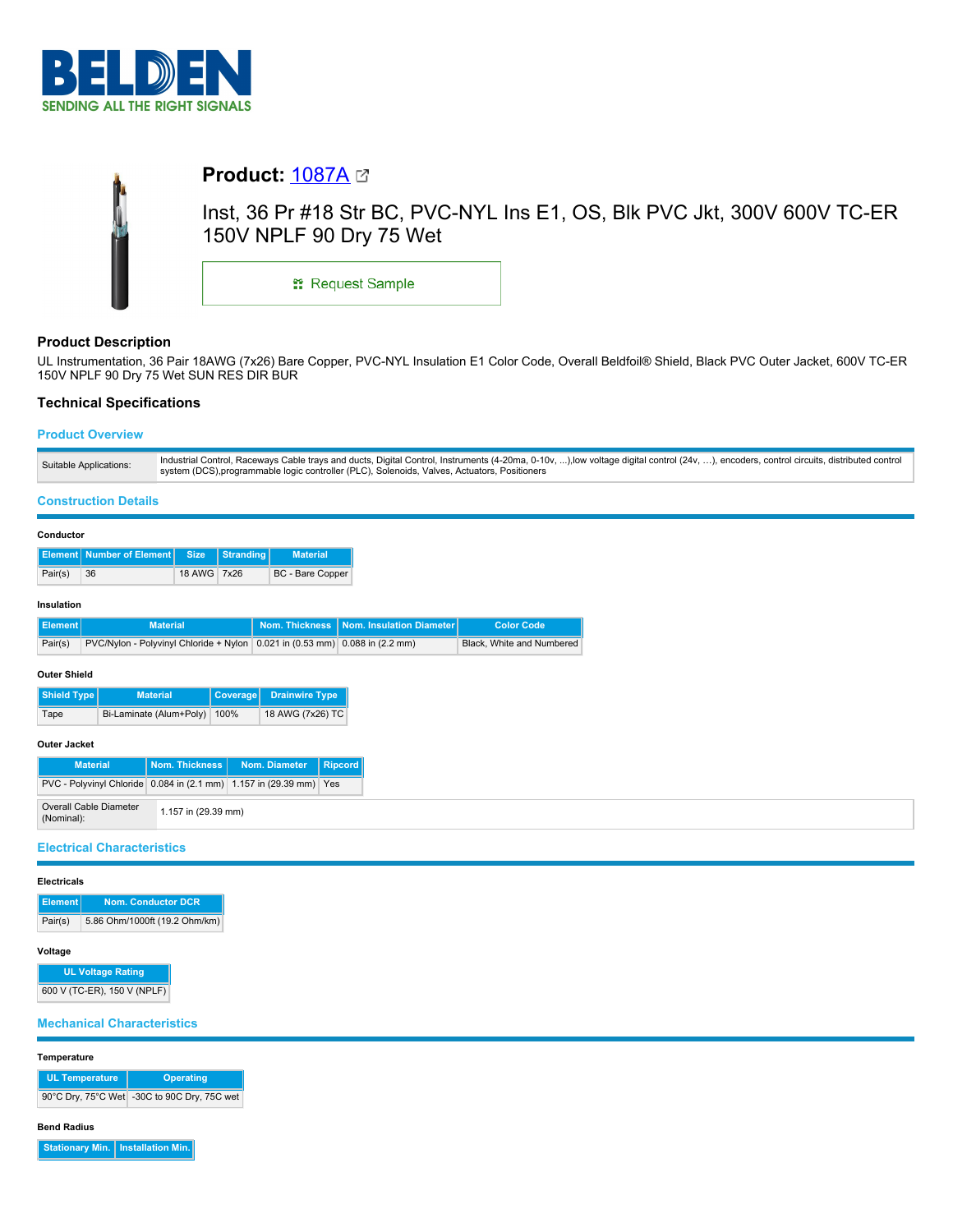**Product:** 1087A

Inst, 36 Pr #18 Str BC, PVC-NYL Ins E1, OS, Blk PVC Jkt, 300V 600V TC-ER 150V NPLF 90 Dry 75 Wet

Request Sample

## Product Description

UL Instrumentation, 36 Pair 18AWG (7x26) Bare Copper, PVC-NYL Insulation E1 Color Code, Overall Beldfoil® Shield, Black PVC Outer Jacket, 600V TC-ER 150V NPLF 90 Dry 75 Wet SUN RES DIR BUR

## Technical Specifications

### Product Overview

| Suitable Applications: | Industrial Control, Raceways Cable trays and ducts, Digital Control, Instruments (4-20ma, 0-10v, ...),low voltage digital control (24v, …), encoders, control circuits, distributed control system (DCS),programmable logic controller (PLC), Solenoids, Valves, Actuators, Positioners |
|---|---|

### Construction Details

**Conductor**

| Element | Number of Element | Size | Stranding | Material |
|---|---|---|---|---|
| Pair(s) | 36 | 18 AWG | 7x26 | BC - Bare Copper |

**Insulation**

| Element | Material | Nom. Thickness | Nom. Insulation Diameter | Color Code |
|---|---|---|---|---|
| Pair(s) | PVC/Nylon - Polyvinyl Chloride + Nylon | 0.021 in (0.53 mm) | 0.088 in (2.2 mm) | Black, White and Numbered |

**Outer Shield**

| Shield Type | Material | Coverage | Drainwire Type |
|---|---|---|---|
| Tape | Bi-Laminate (Alum+Poly) | 100% | 18 AWG (7x26) TC |

**Outer Jacket**

| Material | Nom. Thickness | Nom. Diameter | Ripcord |
|---|---|---|---|
| PVC - Polyvinyl Chloride | 0.084 in (2.1 mm) | 1.157 in (29.39 mm) | Yes |

| Overall Cable Diameter (Nominal): | 1.157 in (29.39 mm) |
|---|---|

### Electrical Characteristics

**Electricals**

| Element | Nom. Conductor DCR |
|---|---|
| Pair(s) | 5.86 Ohm/1000ft (19.2 Ohm/km) |

**Voltage**

| UL Voltage Rating |
|---|
| 600 V (TC-ER), 150 V (NPLF) |

### Mechanical Characteristics

**Temperature**

| UL Temperature | Operating |
|---|---|
| 90°C Dry, 75°C Wet | -30C to 90C Dry, 75C wet |

**Bend Radius**

| Stationary Min. | Installation Min. |
|---|---|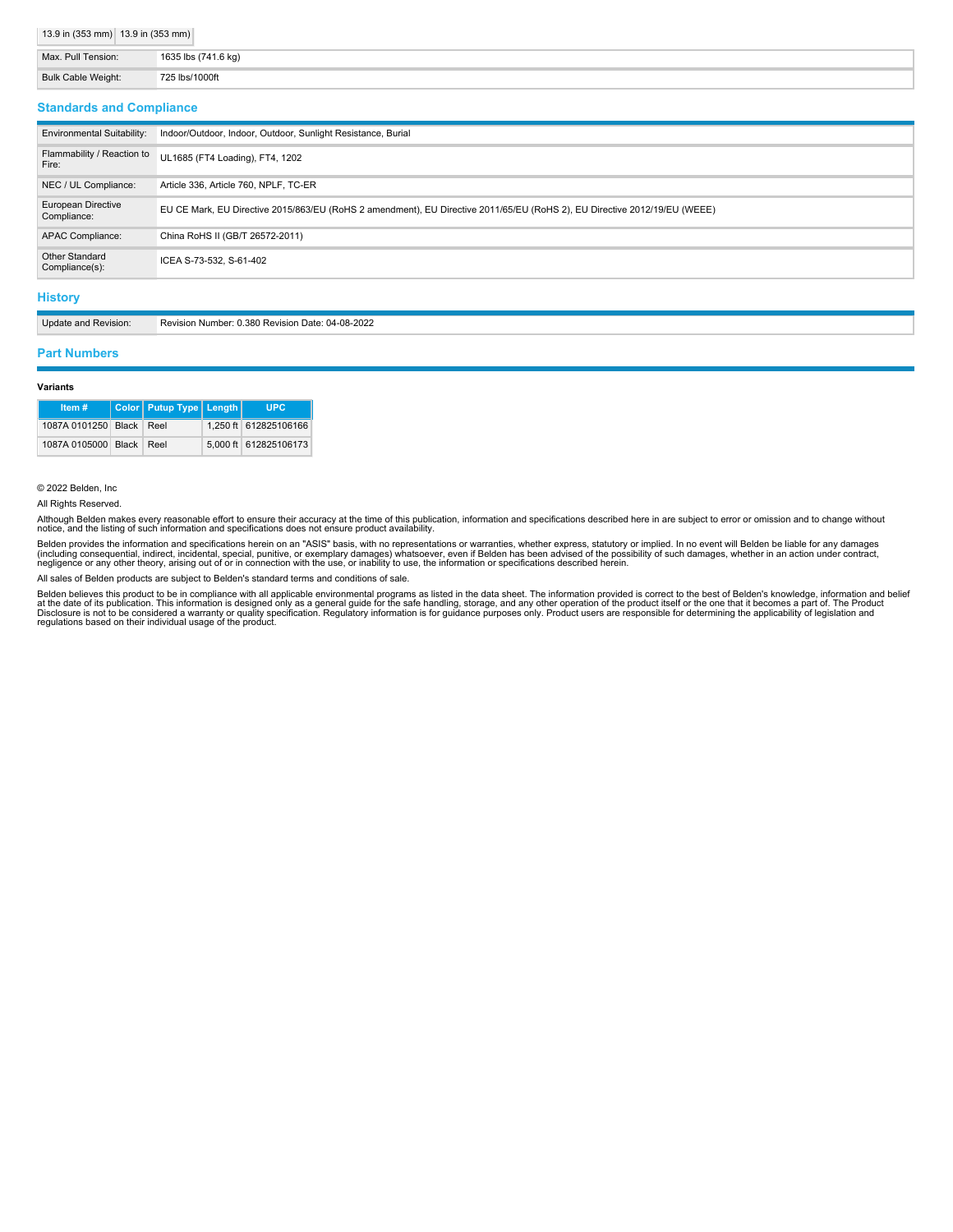| | |
|---|---|
| 13.9 in (353 mm) | 13.9 in (353 mm) |

| | |
|---|---|
| Max. Pull Tension: | 1635 lbs (741.6 kg) |
| Bulk Cable Weight: | 725 lbs/1000ft |

## Standards and Compliance

| | |
|---|---|
| Environmental Suitability: | Indoor/Outdoor, Indoor, Outdoor, Sunlight Resistance, Burial |
| Flammability / Reaction to Fire: | UL1685 (FT4 Loading), FT4, 1202 |
| NEC / UL Compliance: | Article 336, Article 760, NPLF, TC-ER |
| European Directive Compliance: | EU CE Mark, EU Directive 2015/863/EU (RoHS 2 amendment), EU Directive 2011/65/EU (RoHS 2), EU Directive 2012/19/EU (WEEE) |
| APAC Compliance: | China RoHS II (GB/T 26572-2011) |
| Other Standard Compliance(s): | ICEA S-73-532, S-61-402 |

## History

| | |
|---|---|
| Update and Revision: | Revision Number: 0.380 Revision Date: 04-08-2022 |

## Part Numbers

**Variants**

| Item # | Color | Putup Type | Length | UPC |
|---|---|---|---|---|
| 1087A 0101250 | Black | Reel | 1,250 ft | 612825106166 |
| 1087A 0105000 | Black | Reel | 5,000 ft | 612825106173 |

© 2022 Belden, Inc

All Rights Reserved.

Although Belden makes every reasonable effort to ensure their accuracy at the time of this publication, information and specifications described here in are subject to error or omission and to change without notice, and the listing of such information and specifications does not ensure product availability.

Belden provides the information and specifications herein on an "ASIS" basis, with no representations or warranties, whether express, statutory or implied. In no event will Belden be liable for any damages (including consequential, indirect, incidental, special, punitive, or exemplary damages) whatsoever, even if Belden has been advised of the possibility of such damages, whether in an action under contract, negligence or any other theory, arising out of or in connection with the use, or inability to use, the information or specifications described herein.

All sales of Belden products are subject to Belden's standard terms and conditions of sale.

Belden believes this product to be in compliance with all applicable environmental programs as listed in the data sheet. The information provided is correct to the best of Belden's knowledge, information and belief at the date of its publication. This information is designed only as a general guide for the safe handling, storage, and any other operation of the product itself or the one that it becomes a part of. The Product Disclosure is not to be considered a warranty or quality specification. Regulatory information is for guidance purposes only. Product users are responsible for determining the applicability of legislation and regulations based on their individual usage of the product.